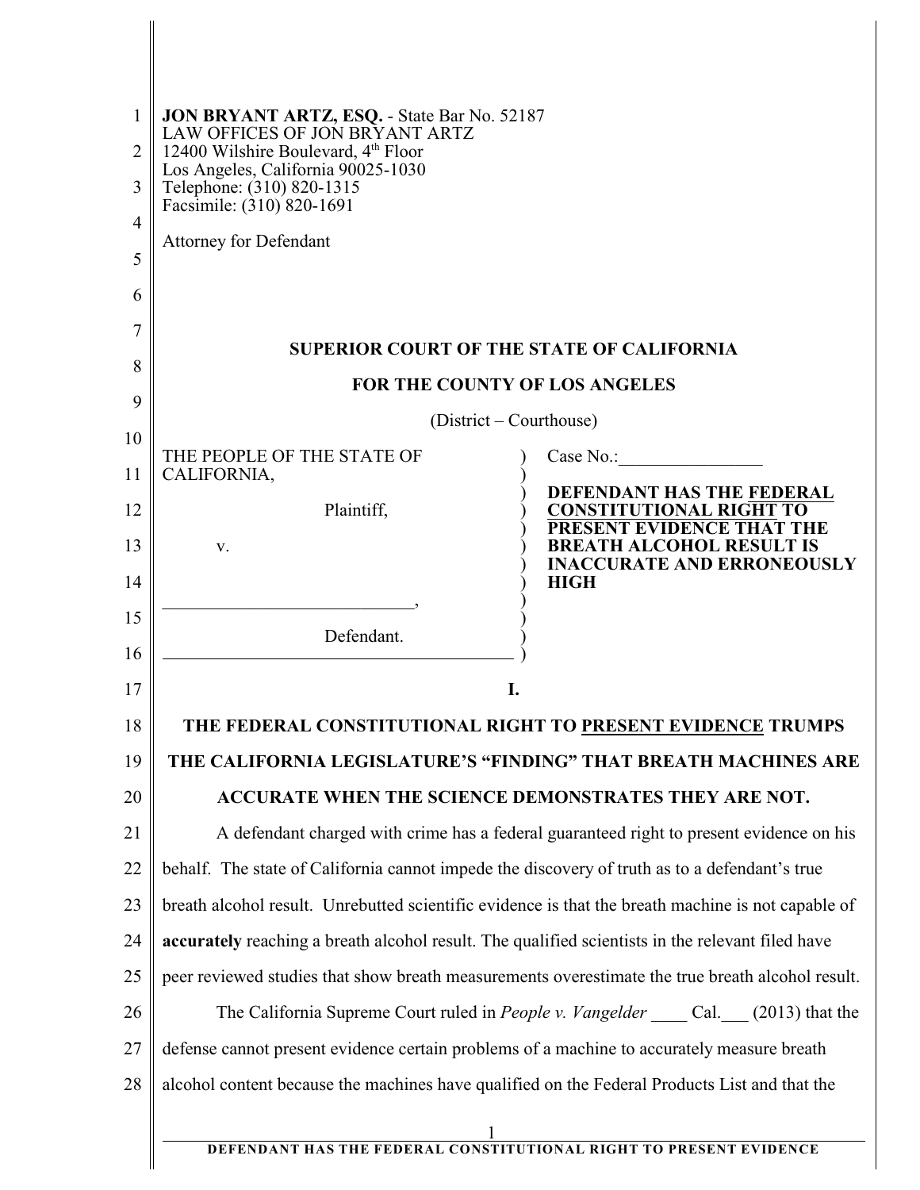**JON BRYANT ARTZ, ESQ.** - State Bar No. 52187
LAW OFFICES OF JON BRYANT ARTZ
12400 Wilshire Boulevard, 4th Floor
Los Angeles, California 90025-1030
Telephone: (310) 820-1315
Facsimile: (310) 820-1691

Attorney for Defendant

**SUPERIOR COURT OF THE STATE OF CALIFORNIA**

**FOR THE COUNTY OF LOS ANGELES**

(District – Courthouse)

| | |
|---|---|
| THE PEOPLE OF THE STATE OF CALIFORNIA,<br><br>Plaintiff,<br><br>v.<br><br>____________________________,<br><br>Defendant. | Case No.:________________<br><br>**DEFENDANT HAS THE FEDERAL CONSTITUTIONAL RIGHT TO PRESENT EVIDENCE THAT THE BREATH ALCOHOL RESULT IS INACCURATE AND ERRONEOUSLY HIGH** |

**I.**

## THE FEDERAL CONSTITUTIONAL RIGHT TO PRESENT EVIDENCE TRUMPS THE CALIFORNIA LEGISLATURE'S "FINDING" THAT BREATH MACHINES ARE ACCURATE WHEN THE SCIENCE DEMONSTRATES THEY ARE NOT.

A defendant charged with crime has a federal guaranteed right to present evidence on his behalf. The state of California cannot impede the discovery of truth as to a defendant's true breath alcohol result. Unrebutted scientific evidence is that the breath machine is not capable of **accurately** reaching a breath alcohol result. The qualified scientists in the relevant filed have peer reviewed studies that show breath measurements overestimate the true breath alcohol result.

The California Supreme Court ruled in *People v. Vangelder* ____ Cal.___ (2013) that the defense cannot present evidence certain problems of a machine to accurately measure breath alcohol content because the machines have qualified on the Federal Products List and that the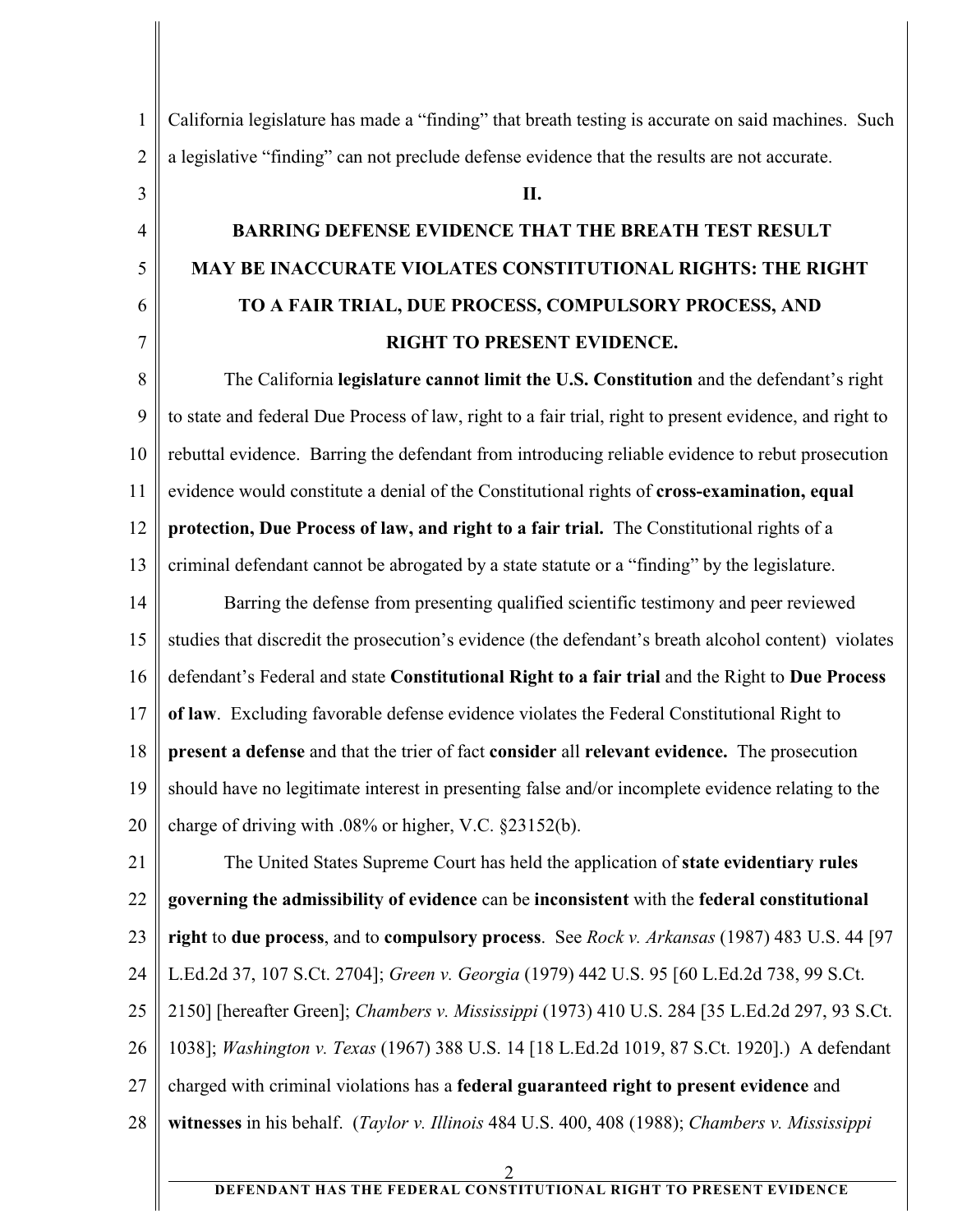California legislature has made a "finding" that breath testing is accurate on said machines. Such a legislative "finding" can not preclude defense evidence that the results are not accurate.

## II.

## BARRING DEFENSE EVIDENCE THAT THE BREATH TEST RESULT MAY BE INACCURATE VIOLATES CONSTITUTIONAL RIGHTS: THE RIGHT TO A FAIR TRIAL, DUE PROCESS, COMPULSORY PROCESS, AND RIGHT TO PRESENT EVIDENCE.

The California **legislature cannot limit the U.S. Constitution** and the defendant's right to state and federal Due Process of law, right to a fair trial, right to present evidence, and right to rebuttal evidence. Barring the defendant from introducing reliable evidence to rebut prosecution evidence would constitute a denial of the Constitutional rights of **cross-examination, equal protection, Due Process of law, and right to a fair trial.** The Constitutional rights of a criminal defendant cannot be abrogated by a state statute or a "finding" by the legislature.

Barring the defense from presenting qualified scientific testimony and peer reviewed studies that discredit the prosecution's evidence (the defendant's breath alcohol content) violates defendant's Federal and state **Constitutional Right to a fair trial** and the Right to **Due Process of law**. Excluding favorable defense evidence violates the Federal Constitutional Right to **present a defense** and that the trier of fact **consider** all **relevant evidence.** The prosecution should have no legitimate interest in presenting false and/or incomplete evidence relating to the charge of driving with .08% or higher, V.C. §23152(b).

The United States Supreme Court has held the application of **state evidentiary rules governing the admissibility of evidence** can be **inconsistent** with the **federal constitutional right** to **due process**, and to **compulsory process**. See *Rock v. Arkansas* (1987) 483 U.S. 44 [97 L.Ed.2d 37, 107 S.Ct. 2704]; *Green v. Georgia* (1979) 442 U.S. 95 [60 L.Ed.2d 738, 99 S.Ct. 2150] [hereafter Green]; *Chambers v. Mississippi* (1973) 410 U.S. 284 [35 L.Ed.2d 297, 93 S.Ct. 1038]; *Washington v. Texas* (1967) 388 U.S. 14 [18 L.Ed.2d 1019, 87 S.Ct. 1920].) A defendant charged with criminal violations has a **federal guaranteed right to present evidence** and **witnesses** in his behalf. (*Taylor v. Illinois* 484 U.S. 400, 408 (1988); *Chambers v. Mississippi*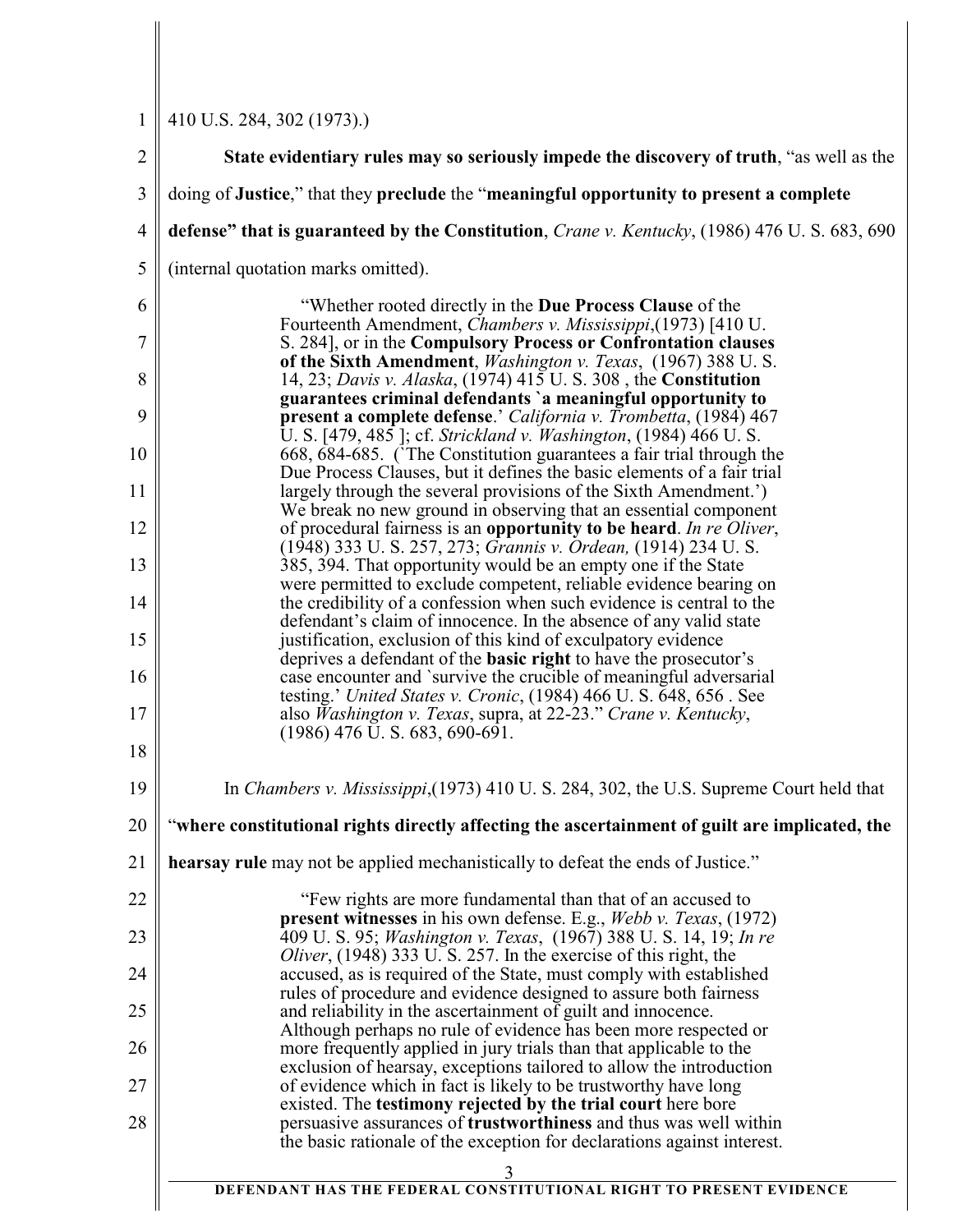410 U.S. 284, 302 (1973).)

**State evidentiary rules may so seriously impede the discovery of truth**, "as well as the doing of **Justice**," that they **preclude** the "**meaningful opportunity to present a complete defense" that is guaranteed by the Constitution**, *Crane v. Kentucky*, (1986) 476 U. S. 683, 690 (internal quotation marks omitted).

> "Whether rooted directly in the **Due Process Clause** of the Fourteenth Amendment, *Chambers v. Mississippi*,(1973) [410 U. S. 284], or in the **Compulsory Process or Confrontation clauses of the Sixth Amendment**, *Washington v. Texas*, (1967) 388 U. S. 14, 23; *Davis v. Alaska*, (1974) 415 U. S. 308 , the **Constitution guarantees criminal defendants `a meaningful opportunity to present a complete defense**.' *California v. Trombetta*, (1984) 467 U. S. [479, 485 ]; cf. *Strickland v. Washington*, (1984) 466 U. S. 668, 684-685. (`The Constitution guarantees a fair trial through the Due Process Clauses, but it defines the basic elements of a fair trial largely through the several provisions of the Sixth Amendment.') We break no new ground in observing that an essential component of procedural fairness is an **opportunity to be heard**. *In re Oliver*, (1948) 333 U. S. 257, 273; *Grannis v. Ordean,* (1914) 234 U. S. 385, 394. That opportunity would be an empty one if the State were permitted to exclude competent, reliable evidence bearing on the credibility of a confession when such evidence is central to the defendant's claim of innocence. In the absence of any valid state justification, exclusion of this kind of exculpatory evidence deprives a defendant of the **basic right** to have the prosecutor's case encounter and `survive the crucible of meaningful adversarial testing.' *United States v. Cronic*, (1984) 466 U. S. 648, 656 . See also *Washington v. Texas*, supra, at 22-23." *Crane v. Kentucky*, (1986) 476 U. S. 683, 690-691.

In *Chambers v. Mississippi*,(1973) 410 U. S. 284, 302, the U.S. Supreme Court held that "**where constitutional rights directly affecting the ascertainment of guilt are implicated, the hearsay rule** may not be applied mechanistically to defeat the ends of Justice."

> "Few rights are more fundamental than that of an accused to **present witnesses** in his own defense. E.g., *Webb v. Texas*, (1972) 409 U. S. 95; *Washington v. Texas*, (1967) 388 U. S. 14, 19; *In re Oliver*, (1948) 333 U. S. 257. In the exercise of this right, the accused, as is required of the State, must comply with established rules of procedure and evidence designed to assure both fairness and reliability in the ascertainment of guilt and innocence. Although perhaps no rule of evidence has been more respected or more frequently applied in jury trials than that applicable to the exclusion of hearsay, exceptions tailored to allow the introduction of evidence which in fact is likely to be trustworthy have long existed. The **testimony rejected by the trial court** here bore persuasive assurances of **trustworthiness** and thus was well within the basic rationale of the exception for declarations against interest.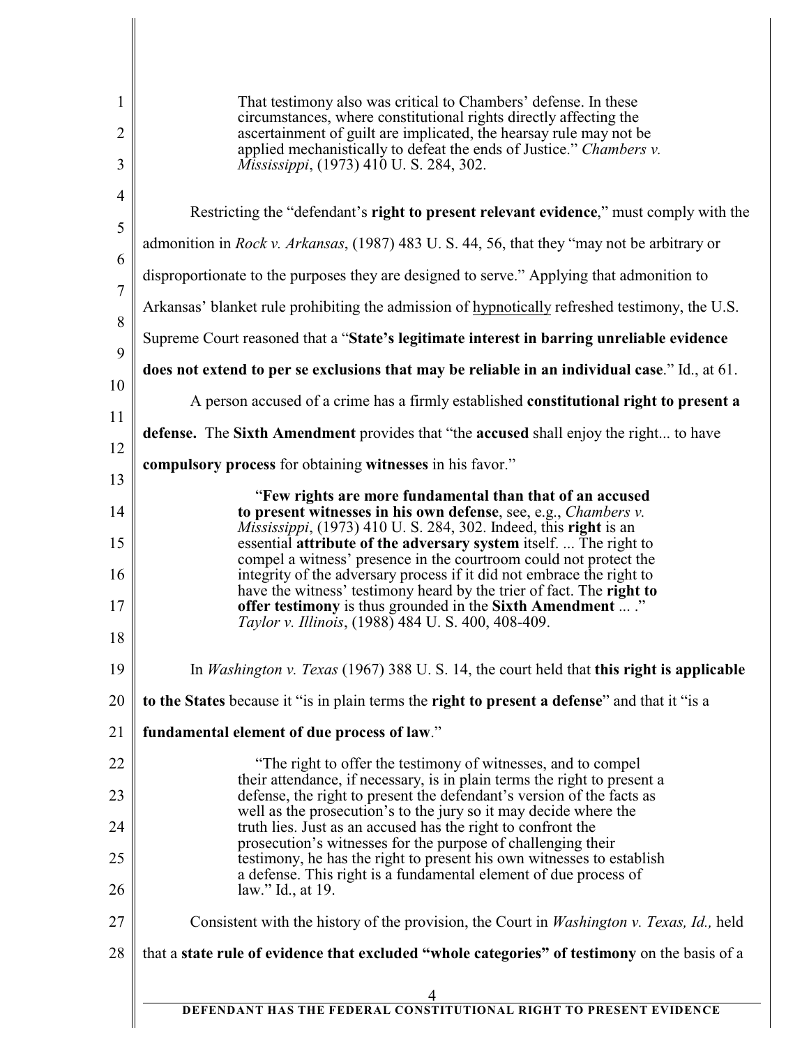> That testimony also was critical to Chambers' defense. In these circumstances, where constitutional rights directly affecting the ascertainment of guilt are implicated, the hearsay rule may not be applied mechanistically to defeat the ends of Justice." *Chambers v. Mississippi*, (1973) 410 U. S. 284, 302.

Restricting the "defendant's **right to present relevant evidence**," must comply with the admonition in *Rock v. Arkansas*, (1987) 483 U. S. 44, 56, that they "may not be arbitrary or disproportionate to the purposes they are designed to serve." Applying that admonition to Arkansas' blanket rule prohibiting the admission of <u>hypnotically</u> refreshed testimony, the U.S. Supreme Court reasoned that a "**State's legitimate interest in barring unreliable evidence does not extend to per se exclusions that may be reliable in an individual case**." Id., at 61.

A person accused of a crime has a firmly established **constitutional right to present a defense.** The **Sixth Amendment** provides that "the **accused** shall enjoy the right... to have **compulsory process** for obtaining **witnesses** in his favor."

> "**Few rights are more fundamental than that of an accused to present witnesses in his own defense**, see, e.g., *Chambers v. Mississippi*, (1973) 410 U. S. 284, 302. Indeed, this **right** is an essential **attribute of the adversary system** itself. ... The right to compel a witness' presence in the courtroom could not protect the integrity of the adversary process if it did not embrace the right to have the witness' testimony heard by the trier of fact. The **right to offer testimony** is thus grounded in the **Sixth Amendment** ... ." *Taylor v. Illinois*, (1988) 484 U. S. 400, 408-409.

In *Washington v. Texas* (1967) 388 U. S. 14, the court held that **this right is applicable to the States** because it "is in plain terms the **right to present a defense**" and that it "is a **fundamental element of due process of law**."

> "The right to offer the testimony of witnesses, and to compel their attendance, if necessary, is in plain terms the right to present a defense, the right to present the defendant's version of the facts as well as the prosecution's to the jury so it may decide where the truth lies. Just as an accused has the right to confront the prosecution's witnesses for the purpose of challenging their testimony, he has the right to present his own witnesses to establish a defense. This right is a fundamental element of due process of law." Id., at 19.

Consistent with the history of the provision, the Court in *Washington v. Texas, Id.,* held that a **state rule of evidence that excluded "whole categories" of testimony** on the basis of a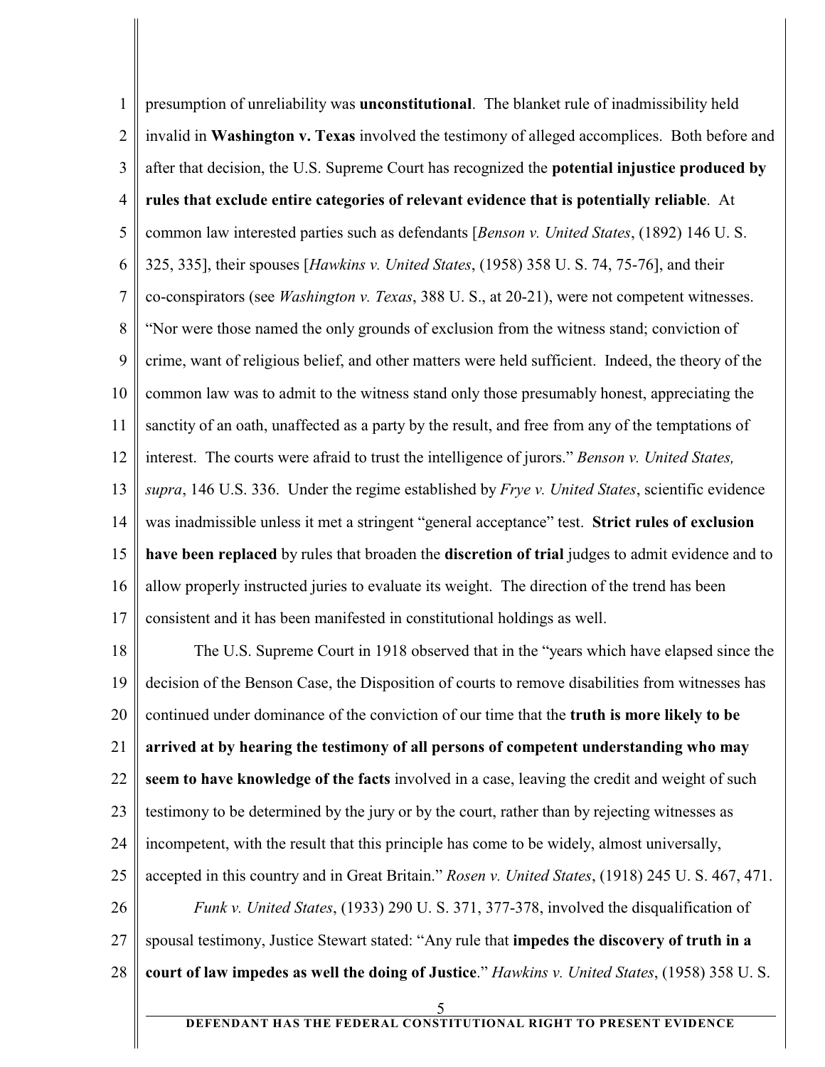presumption of unreliability was **unconstitutional**. The blanket rule of inadmissibility held invalid in **Washington v. Texas** involved the testimony of alleged accomplices. Both before and after that decision, the U.S. Supreme Court has recognized the **potential injustice produced by rules that exclude entire categories of relevant evidence that is potentially reliable**. At common law interested parties such as defendants [*Benson v. United States*, (1892) 146 U. S. 325, 335], their spouses [*Hawkins v. United States*, (1958) 358 U. S. 74, 75-76], and their co-conspirators (see *Washington v. Texas*, 388 U. S., at 20-21), were not competent witnesses. "Nor were those named the only grounds of exclusion from the witness stand; conviction of crime, want of religious belief, and other matters were held sufficient. Indeed, the theory of the common law was to admit to the witness stand only those presumably honest, appreciating the sanctity of an oath, unaffected as a party by the result, and free from any of the temptations of interest. The courts were afraid to trust the intelligence of jurors." *Benson v. United States, supra*, 146 U.S. 336. Under the regime established by *Frye v. United States*, scientific evidence was inadmissible unless it met a stringent "general acceptance" test. **Strict rules of exclusion have been replaced** by rules that broaden the **discretion of trial** judges to admit evidence and to allow properly instructed juries to evaluate its weight. The direction of the trend has been consistent and it has been manifested in constitutional holdings as well.

The U.S. Supreme Court in 1918 observed that in the "years which have elapsed since the decision of the Benson Case, the Disposition of courts to remove disabilities from witnesses has continued under dominance of the conviction of our time that the **truth is more likely to be arrived at by hearing the testimony of all persons of competent understanding who may seem to have knowledge of the facts** involved in a case, leaving the credit and weight of such testimony to be determined by the jury or by the court, rather than by rejecting witnesses as incompetent, with the result that this principle has come to be widely, almost universally, accepted in this country and in Great Britain." *Rosen v. United States*, (1918) 245 U. S. 467, 471.

*Funk v. United States*, (1933) 290 U. S. 371, 377-378, involved the disqualification of spousal testimony, Justice Stewart stated: "Any rule that **impedes the discovery of truth in a court of law impedes as well the doing of Justice**." *Hawkins v. United States*, (1958) 358 U. S.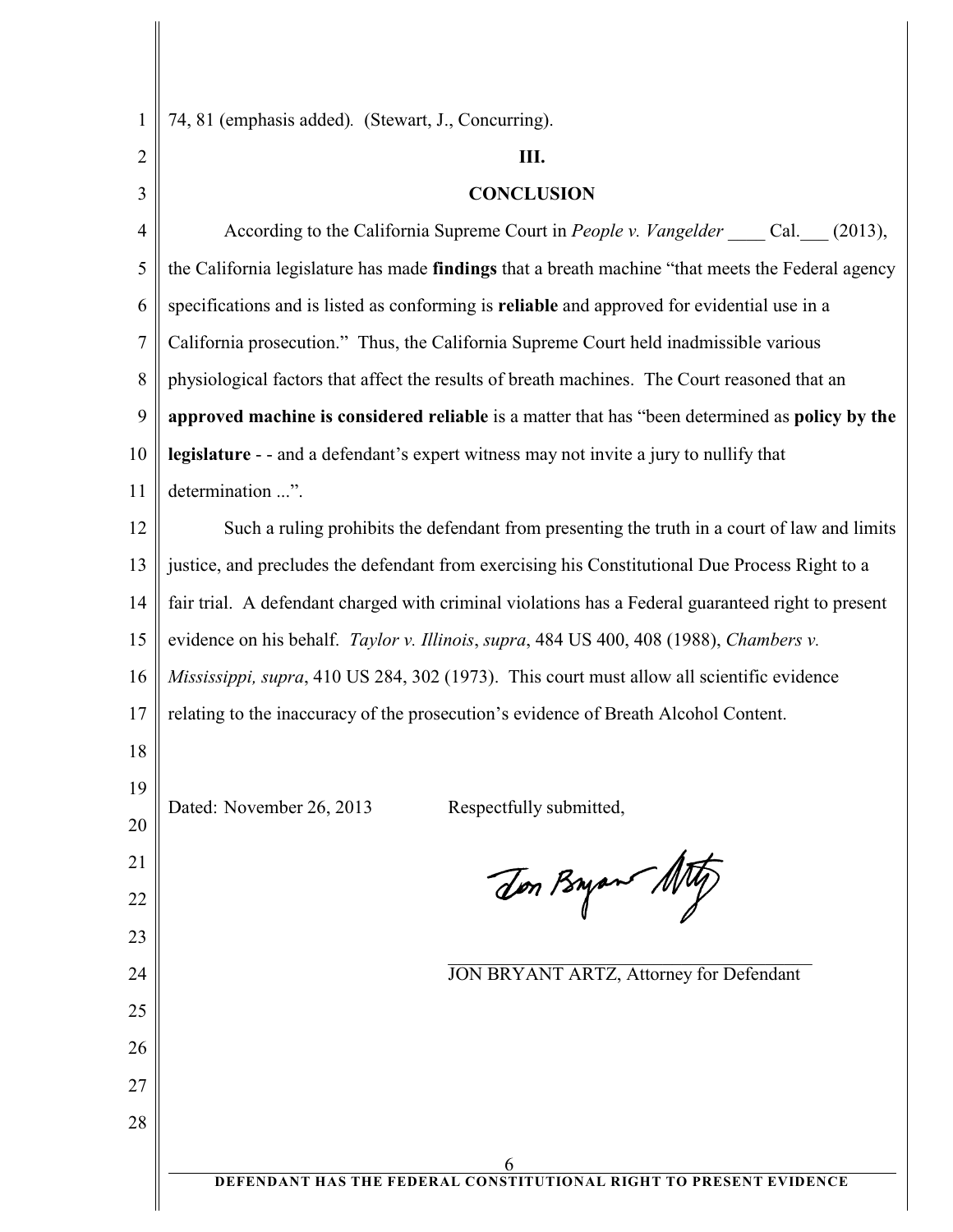74, 81 (emphasis added). (Stewart, J., Concurring).

## III.

## CONCLUSION

According to the California Supreme Court in *People v. Vangelder* ____ Cal.___ (2013), the California legislature has made **findings** that a breath machine "that meets the Federal agency specifications and is listed as conforming is **reliable** and approved for evidential use in a California prosecution." Thus, the California Supreme Court held inadmissible various physiological factors that affect the results of breath machines. The Court reasoned that an **approved machine is considered reliable** is a matter that has "been determined as **policy by the legislature** - - and a defendant's expert witness may not invite a jury to nullify that determination ...".

Such a ruling prohibits the defendant from presenting the truth in a court of law and limits justice, and precludes the defendant from exercising his Constitutional Due Process Right to a fair trial. A defendant charged with criminal violations has a Federal guaranteed right to present evidence on his behalf. *Taylor v. Illinois*, *supra*, 484 US 400, 408 (1988), *Chambers v. Mississippi, supra*, 410 US 284, 302 (1973). This court must allow all scientific evidence relating to the inaccuracy of the prosecution's evidence of Breath Alcohol Content.

Dated: November 26, 2013

Respectfully submitted,

Jon Bryant Atty

JON BRYANT ARTZ, Attorney for Defendant